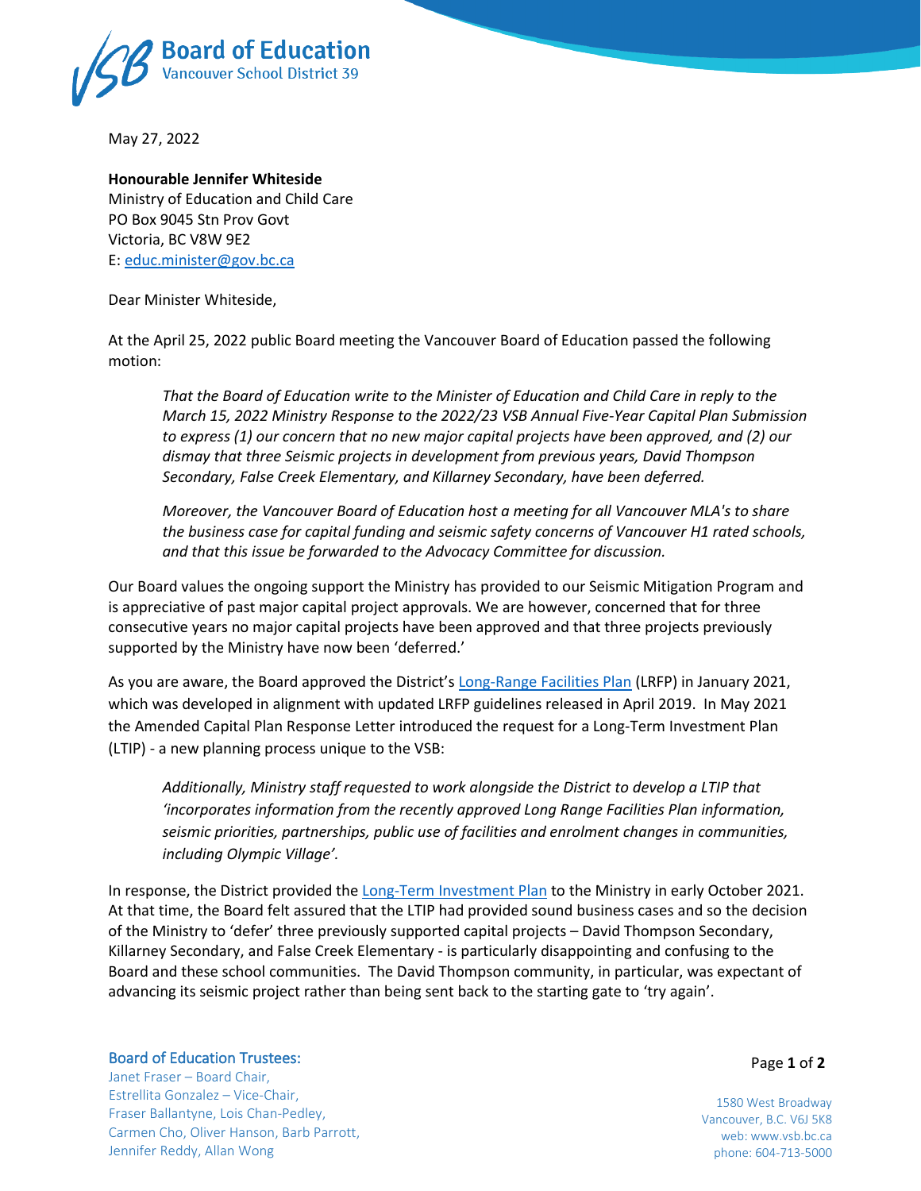**Board of Education**
Vancouver School District 39

May 27, 2022

**Honourable Jennifer Whiteside**
Ministry of Education and Child Care
PO Box 9045 Stn Prov Govt
Victoria, BC V8W 9E2
E: [educ.minister@gov.bc.ca](mailto:educ.minister@gov.bc.ca)

Dear Minister Whiteside,

At the April 25, 2022 public Board meeting the Vancouver Board of Education passed the following motion:

> *That the Board of Education write to the Minister of Education and Child Care in reply to the March 15, 2022 Ministry Response to the 2022/23 VSB Annual Five-Year Capital Plan Submission to express (1) our concern that no new major capital projects have been approved, and (2) our dismay that three Seismic projects in development from previous years, David Thompson Secondary, False Creek Elementary, and Killarney Secondary, have been deferred.*
>
> *Moreover, the Vancouver Board of Education host a meeting for all Vancouver MLA's to share the business case for capital funding and seismic safety concerns of Vancouver H1 rated schools, and that this issue be forwarded to the Advocacy Committee for discussion.*

Our Board values the ongoing support the Ministry has provided to our Seismic Mitigation Program and is appreciative of past major capital project approvals. We are however, concerned that for three consecutive years no major capital projects have been approved and that three projects previously supported by the Ministry have now been 'deferred.'

As you are aware, the Board approved the District's Long-Range Facilities Plan (LRFP) in January 2021, which was developed in alignment with updated LRFP guidelines released in April 2019. In May 2021 the Amended Capital Plan Response Letter introduced the request for a Long-Term Investment Plan (LTIP) - a new planning process unique to the VSB:

> *Additionally, Ministry staff requested to work alongside the District to develop a LTIP that 'incorporates information from the recently approved Long Range Facilities Plan information, seismic priorities, partnerships, public use of facilities and enrolment changes in communities, including Olympic Village'.*

In response, the District provided the Long-Term Investment Plan to the Ministry in early October 2021. At that time, the Board felt assured that the LTIP had provided sound business cases and so the decision of the Ministry to 'defer' three previously supported capital projects – David Thompson Secondary, Killarney Secondary, and False Creek Elementary - is particularly disappointing and confusing to the Board and these school communities. The David Thompson community, in particular, was expectant of advancing its seismic project rather than being sent back to the starting gate to 'try again'.

Board of Education Trustees:
Janet Fraser – Board Chair,
Estrellita Gonzalez – Vice-Chair,
Fraser Ballantyne, Lois Chan-Pedley,
Carmen Cho, Oliver Hanson, Barb Parrott,
Jennifer Reddy, Allan Wong

1580 West Broadway
Vancouver, B.C. V6J 5K8
web: www.vsb.bc.ca
phone: 604-713-5000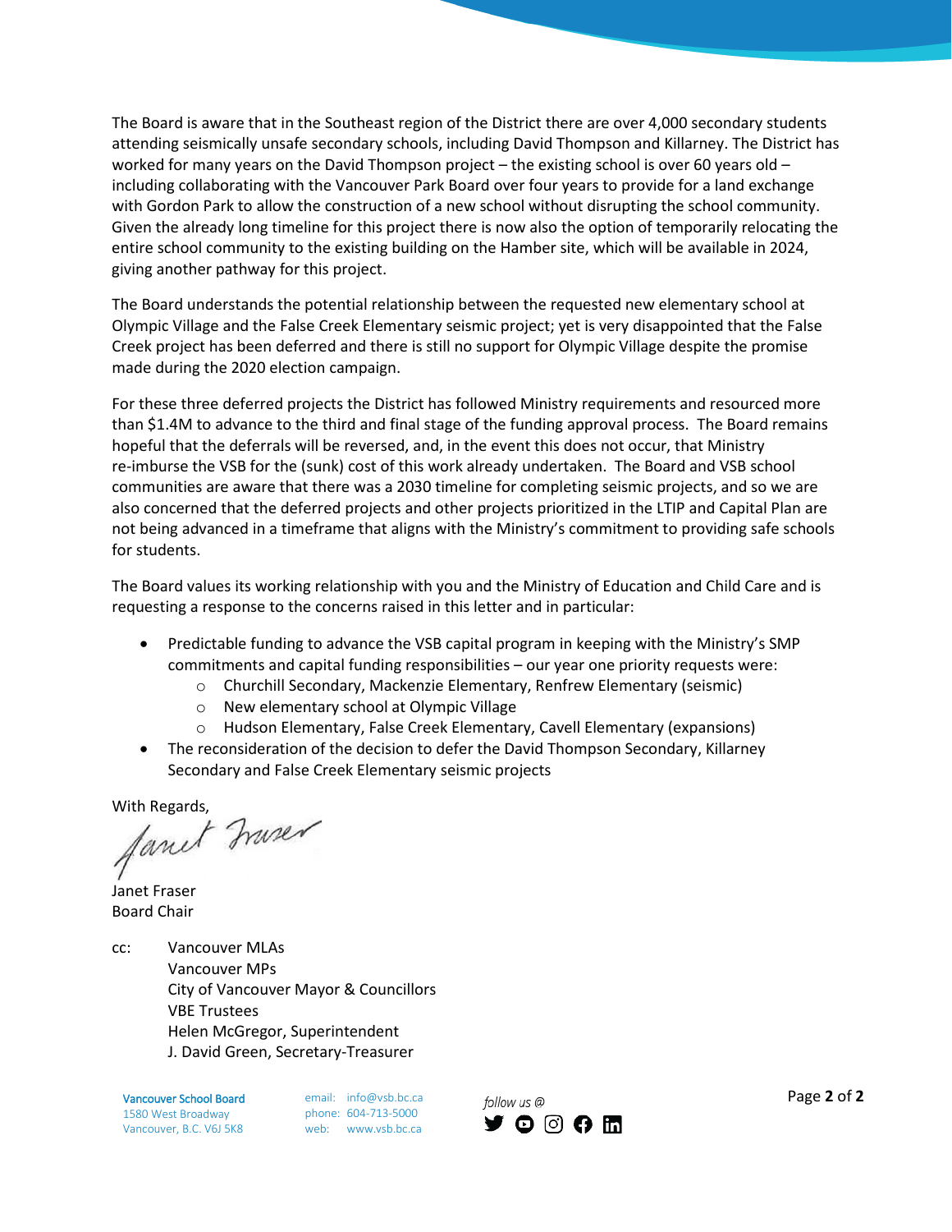The Board is aware that in the Southeast region of the District there are over 4,000 secondary students attending seismically unsafe secondary schools, including David Thompson and Killarney. The District has worked for many years on the David Thompson project – the existing school is over 60 years old – including collaborating with the Vancouver Park Board over four years to provide for a land exchange with Gordon Park to allow the construction of a new school without disrupting the school community. Given the already long timeline for this project there is now also the option of temporarily relocating the entire school community to the existing building on the Hamber site, which will be available in 2024, giving another pathway for this project.

The Board understands the potential relationship between the requested new elementary school at Olympic Village and the False Creek Elementary seismic project; yet is very disappointed that the False Creek project has been deferred and there is still no support for Olympic Village despite the promise made during the 2020 election campaign.

For these three deferred projects the District has followed Ministry requirements and resourced more than $1.4M to advance to the third and final stage of the funding approval process. The Board remains hopeful that the deferrals will be reversed, and, in the event this does not occur, that Ministry re-imburse the VSB for the (sunk) cost of this work already undertaken. The Board and VSB school communities are aware that there was a 2030 timeline for completing seismic projects, and so we are also concerned that the deferred projects and other projects prioritized in the LTIP and Capital Plan are not being advanced in a timeframe that aligns with the Ministry's commitment to providing safe schools for students.

The Board values its working relationship with you and the Ministry of Education and Child Care and is requesting a response to the concerns raised in this letter and in particular:

- Predictable funding to advance the VSB capital program in keeping with the Ministry's SMP commitments and capital funding responsibilities – our year one priority requests were:
  - Churchill Secondary, Mackenzie Elementary, Renfrew Elementary (seismic)
  - New elementary school at Olympic Village
  - Hudson Elementary, False Creek Elementary, Cavell Elementary (expansions)
- The reconsideration of the decision to defer the David Thompson Secondary, Killarney Secondary and False Creek Elementary seismic projects

With Regards,

Janet Fraser

Janet Fraser
Board Chair

cc: Vancouver MLAs
Vancouver MPs
City of Vancouver Mayor & Councillors
VBE Trustees
Helen McGregor, Superintendent
J. David Green, Secretary-Treasurer

Vancouver School Board
1580 West Broadway
Vancouver, B.C. V6J 5K8

email: info@vsb.bc.ca
phone: 604-713-5000
web: www.vsb.bc.ca

follow us @